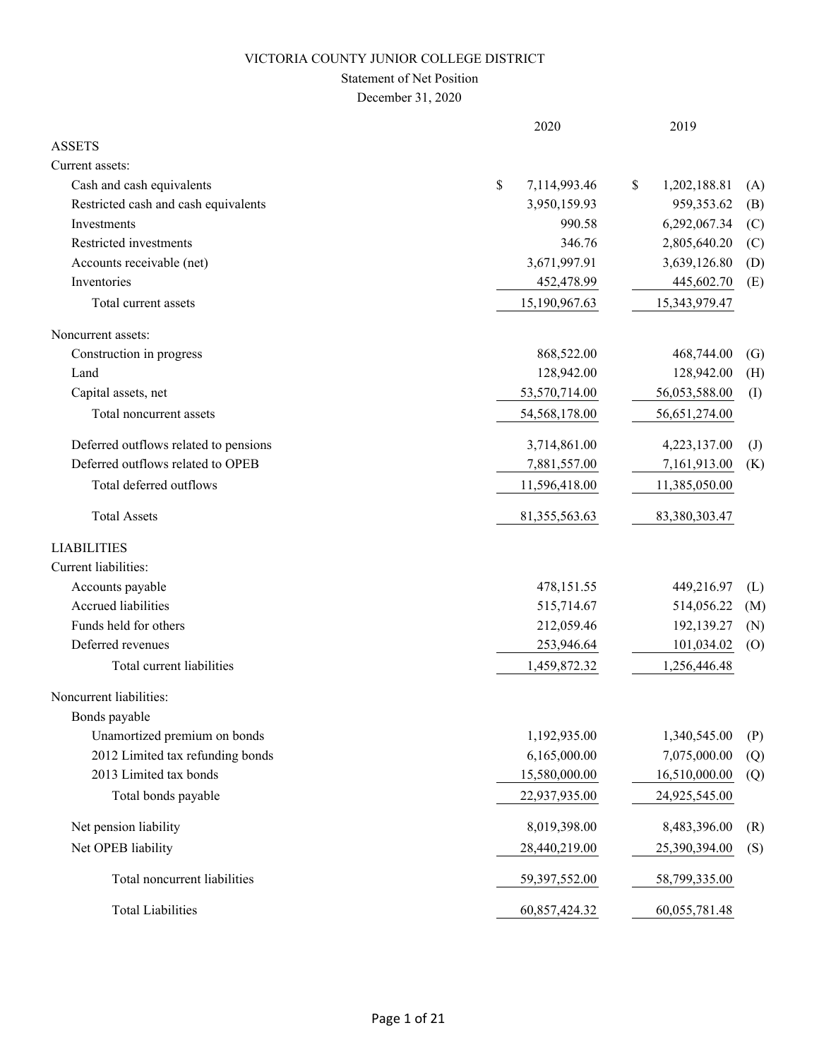VICTORIA COUNTY JUNIOR COLLEGE DISTRICT

Statement of Net Position

December 31, 2020

| | 2020 | 2019 | |
|---|---|---|---|
| **ASSETS** | | | |
| Current assets: | | | |
| Cash and cash equivalents | $ 7,114,993.46 | $ 1,202,188.81 | (A) |
| Restricted cash and cash equivalents | 3,950,159.93 | 959,353.62 | (B) |
| Investments | 990.58 | 6,292,067.34 | (C) |
| Restricted investments | 346.76 | 2,805,640.20 | (C) |
| Accounts receivable (net) | 3,671,997.91 | 3,639,126.80 | (D) |
| Inventories | 452,478.99 | 445,602.70 | (E) |
| Total current assets | 15,190,967.63 | 15,343,979.47 | |
| Noncurrent assets: | | | |
| Construction in progress | 868,522.00 | 468,744.00 | (G) |
| Land | 128,942.00 | 128,942.00 | (H) |
| Capital assets, net | 53,570,714.00 | 56,053,588.00 | (I) |
| Total noncurrent assets | 54,568,178.00 | 56,651,274.00 | |
| Deferred outflows related to pensions | 3,714,861.00 | 4,223,137.00 | (J) |
| Deferred outflows related to OPEB | 7,881,557.00 | 7,161,913.00 | (K) |
| Total deferred outflows | 11,596,418.00 | 11,385,050.00 | |
| Total Assets | 81,355,563.63 | 83,380,303.47 | |
| **LIABILITIES** | | | |
| Current liabilities: | | | |
| Accounts payable | 478,151.55 | 449,216.97 | (L) |
| Accrued liabilities | 515,714.67 | 514,056.22 | (M) |
| Funds held for others | 212,059.46 | 192,139.27 | (N) |
| Deferred revenues | 253,946.64 | 101,034.02 | (O) |
| Total current liabilities | 1,459,872.32 | 1,256,446.48 | |
| Noncurrent liabilities: | | | |
| Bonds payable | | | |
| Unamortized premium on bonds | 1,192,935.00 | 1,340,545.00 | (P) |
| 2012 Limited tax refunding bonds | 6,165,000.00 | 7,075,000.00 | (Q) |
| 2013 Limited tax bonds | 15,580,000.00 | 16,510,000.00 | (Q) |
| Total bonds payable | 22,937,935.00 | 24,925,545.00 | |
| Net pension liability | 8,019,398.00 | 8,483,396.00 | (R) |
| Net OPEB liability | 28,440,219.00 | 25,390,394.00 | (S) |
| Total noncurrent liabilities | 59,397,552.00 | 58,799,335.00 | |
| Total Liabilities | 60,857,424.32 | 60,055,781.48 | |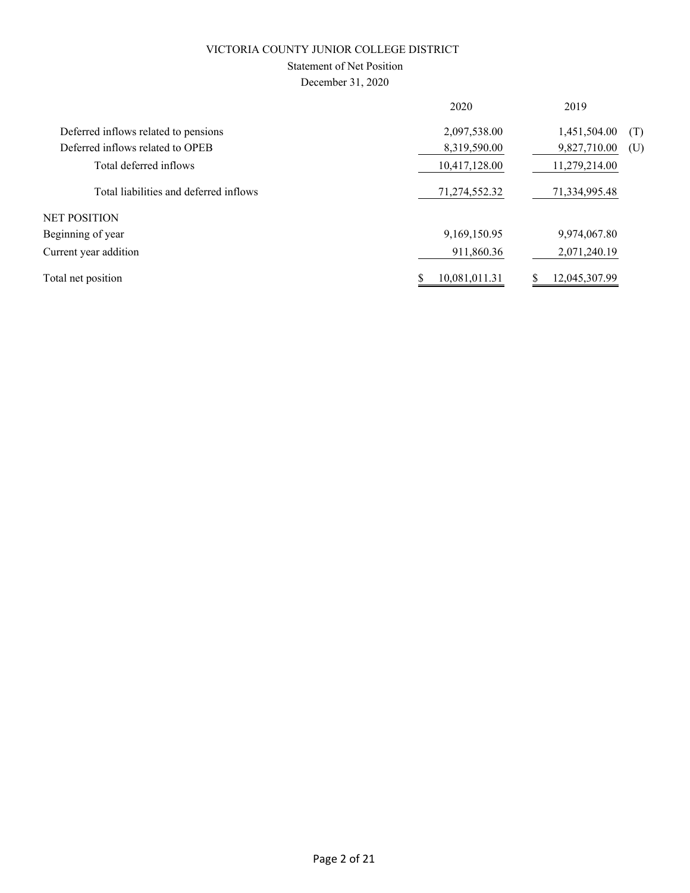VICTORIA COUNTY JUNIOR COLLEGE DISTRICT

Statement of Net Position

December 31, 2020

| | 2020 | 2019 | |
|---|---|---|---|
| Deferred inflows related to pensions | 2,097,538.00 | 1,451,504.00 | (T) |
| Deferred inflows related to OPEB | 8,319,590.00 | 9,827,710.00 | (U) |
| Total deferred inflows | 10,417,128.00 | 11,279,214.00 | |
| Total liabilities and deferred inflows | 71,274,552.32 | 71,334,995.48 | |
| NET POSITION | | | |
| Beginning of year | 9,169,150.95 | 9,974,067.80 | |
| Current year addition | 911,860.36 | 2,071,240.19 | |
| Total net position | $ 10,081,011.31 | $ 12,045,307.99 | |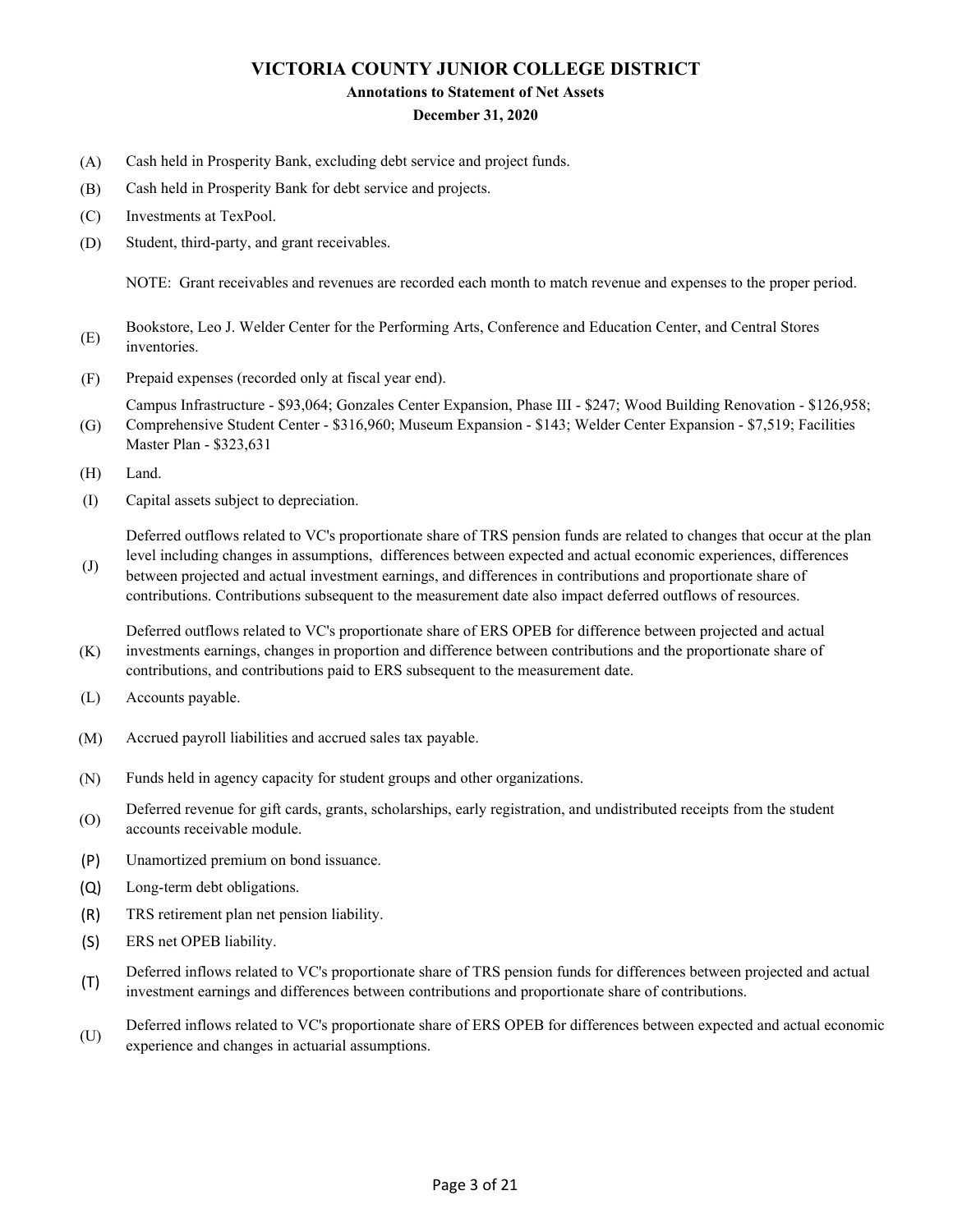# VICTORIA COUNTY JUNIOR COLLEGE DISTRICT

## Annotations to Statement of Net Assets

### December 31, 2020

(A) Cash held in Prosperity Bank, excluding debt service and project funds.

(B) Cash held in Prosperity Bank for debt service and projects.

(C) Investments at TexPool.

(D) Student, third-party, and grant receivables.

NOTE: Grant receivables and revenues are recorded each month to match revenue and expenses to the proper period.

(E) Bookstore, Leo J. Welder Center for the Performing Arts, Conference and Education Center, and Central Stores inventories.

(F) Prepaid expenses (recorded only at fiscal year end).

(G) Campus Infrastructure - $93,064; Gonzales Center Expansion, Phase III - $247; Wood Building Renovation - $126,958; Comprehensive Student Center - $316,960; Museum Expansion - $143; Welder Center Expansion - $7,519; Facilities Master Plan - $323,631

(H) Land.

(I) Capital assets subject to depreciation.

(J) Deferred outflows related to VC's proportionate share of TRS pension funds are related to changes that occur at the plan level including changes in assumptions, differences between expected and actual economic experiences, differences between projected and actual investment earnings, and differences in contributions and proportionate share of contributions. Contributions subsequent to the measurement date also impact deferred outflows of resources.

(K) Deferred outflows related to VC's proportionate share of ERS OPEB for difference between projected and actual investments earnings, changes in proportion and difference between contributions and the proportionate share of contributions, and contributions paid to ERS subsequent to the measurement date.

(L) Accounts payable.

(M) Accrued payroll liabilities and accrued sales tax payable.

(N) Funds held in agency capacity for student groups and other organizations.

(O) Deferred revenue for gift cards, grants, scholarships, early registration, and undistributed receipts from the student accounts receivable module.

(P) Unamortized premium on bond issuance.

(Q) Long-term debt obligations.

(R) TRS retirement plan net pension liability.

(S) ERS net OPEB liability.

(T) Deferred inflows related to VC's proportionate share of TRS pension funds for differences between projected and actual investment earnings and differences between contributions and proportionate share of contributions.

(U) Deferred inflows related to VC's proportionate share of ERS OPEB for differences between expected and actual economic experience and changes in actuarial assumptions.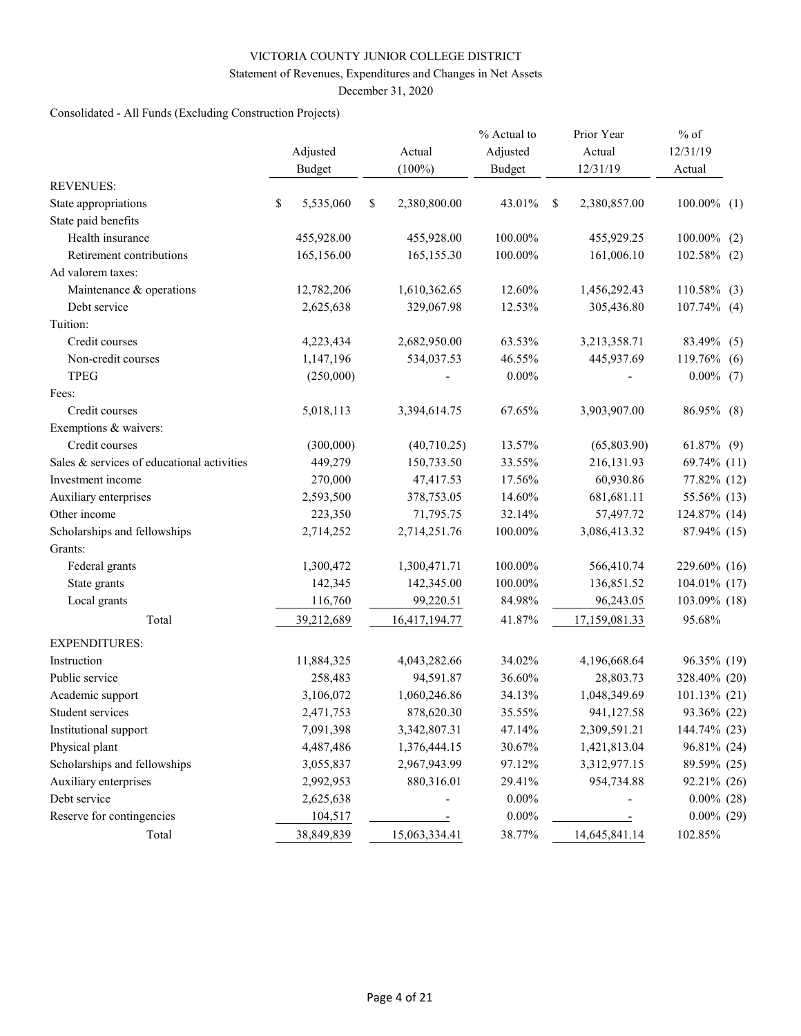VICTORIA COUNTY JUNIOR COLLEGE DISTRICT

Statement of Revenues, Expenditures and Changes in Net Assets

December 31, 2020

Consolidated - All Funds (Excluding Construction Projects)

| | Adjusted Budget | Actual (100%) | % Actual to Adjusted Budget | Prior Year Actual 12/31/19 | % of 12/31/19 Actual | |
|---|---|---|---|---|---|---|
| REVENUES: | | | | | | |
| State appropriations | $ 5,535,060 | $ 2,380,800.00 | 43.01% | $ 2,380,857.00 | 100.00% | (1) |
| State paid benefits | | | | | | |
| Health insurance | 455,928.00 | 455,928.00 | 100.00% | 455,929.25 | 100.00% | (2) |
| Retirement contributions | 165,156.00 | 165,155.30 | 100.00% | 161,006.10 | 102.58% | (2) |
| Ad valorem taxes: | | | | | | |
| Maintenance & operations | 12,782,206 | 1,610,362.65 | 12.60% | 1,456,292.43 | 110.58% | (3) |
| Debt service | 2,625,638 | 329,067.98 | 12.53% | 305,436.80 | 107.74% | (4) |
| Tuition: | | | | | | |
| Credit courses | 4,223,434 | 2,682,950.00 | 63.53% | 3,213,358.71 | 83.49% | (5) |
| Non-credit courses | 1,147,196 | 534,037.53 | 46.55% | 445,937.69 | 119.76% | (6) |
| TPEG | (250,000) | - | 0.00% | - | 0.00% | (7) |
| Fees: | | | | | | |
| Credit courses | 5,018,113 | 3,394,614.75 | 67.65% | 3,903,907.00 | 86.95% | (8) |
| Exemptions & waivers: | | | | | | |
| Credit courses | (300,000) | (40,710.25) | 13.57% | (65,803.90) | 61.87% | (9) |
| Sales & services of educational activities | 449,279 | 150,733.50 | 33.55% | 216,131.93 | 69.74% | (11) |
| Investment income | 270,000 | 47,417.53 | 17.56% | 60,930.86 | 77.82% | (12) |
| Auxiliary enterprises | 2,593,500 | 378,753.05 | 14.60% | 681,681.11 | 55.56% | (13) |
| Other income | 223,350 | 71,795.75 | 32.14% | 57,497.72 | 124.87% | (14) |
| Scholarships and fellowships | 2,714,252 | 2,714,251.76 | 100.00% | 3,086,413.32 | 87.94% | (15) |
| Grants: | | | | | | |
| Federal grants | 1,300,472 | 1,300,471.71 | 100.00% | 566,410.74 | 229.60% | (16) |
| State grants | 142,345 | 142,345.00 | 100.00% | 136,851.52 | 104.01% | (17) |
| Local grants | 116,760 | 99,220.51 | 84.98% | 96,243.05 | 103.09% | (18) |
| Total | 39,212,689 | 16,417,194.77 | 41.87% | 17,159,081.33 | 95.68% | |
| EXPENDITURES: | | | | | | |
| Instruction | 11,884,325 | 4,043,282.66 | 34.02% | 4,196,668.64 | 96.35% | (19) |
| Public service | 258,483 | 94,591.87 | 36.60% | 28,803.73 | 328.40% | (20) |
| Academic support | 3,106,072 | 1,060,246.86 | 34.13% | 1,048,349.69 | 101.13% | (21) |
| Student services | 2,471,753 | 878,620.30 | 35.55% | 941,127.58 | 93.36% | (22) |
| Institutional support | 7,091,398 | 3,342,807.31 | 47.14% | 2,309,591.21 | 144.74% | (23) |
| Physical plant | 4,487,486 | 1,376,444.15 | 30.67% | 1,421,813.04 | 96.81% | (24) |
| Scholarships and fellowships | 3,055,837 | 2,967,943.99 | 97.12% | 3,312,977.15 | 89.59% | (25) |
| Auxiliary enterprises | 2,992,953 | 880,316.01 | 29.41% | 954,734.88 | 92.21% | (26) |
| Debt service | 2,625,638 | - | 0.00% | - | 0.00% | (28) |
| Reserve for contingencies | 104,517 | - | 0.00% | - | 0.00% | (29) |
| Total | 38,849,839 | 15,063,334.41 | 38.77% | 14,645,841.14 | 102.85% | |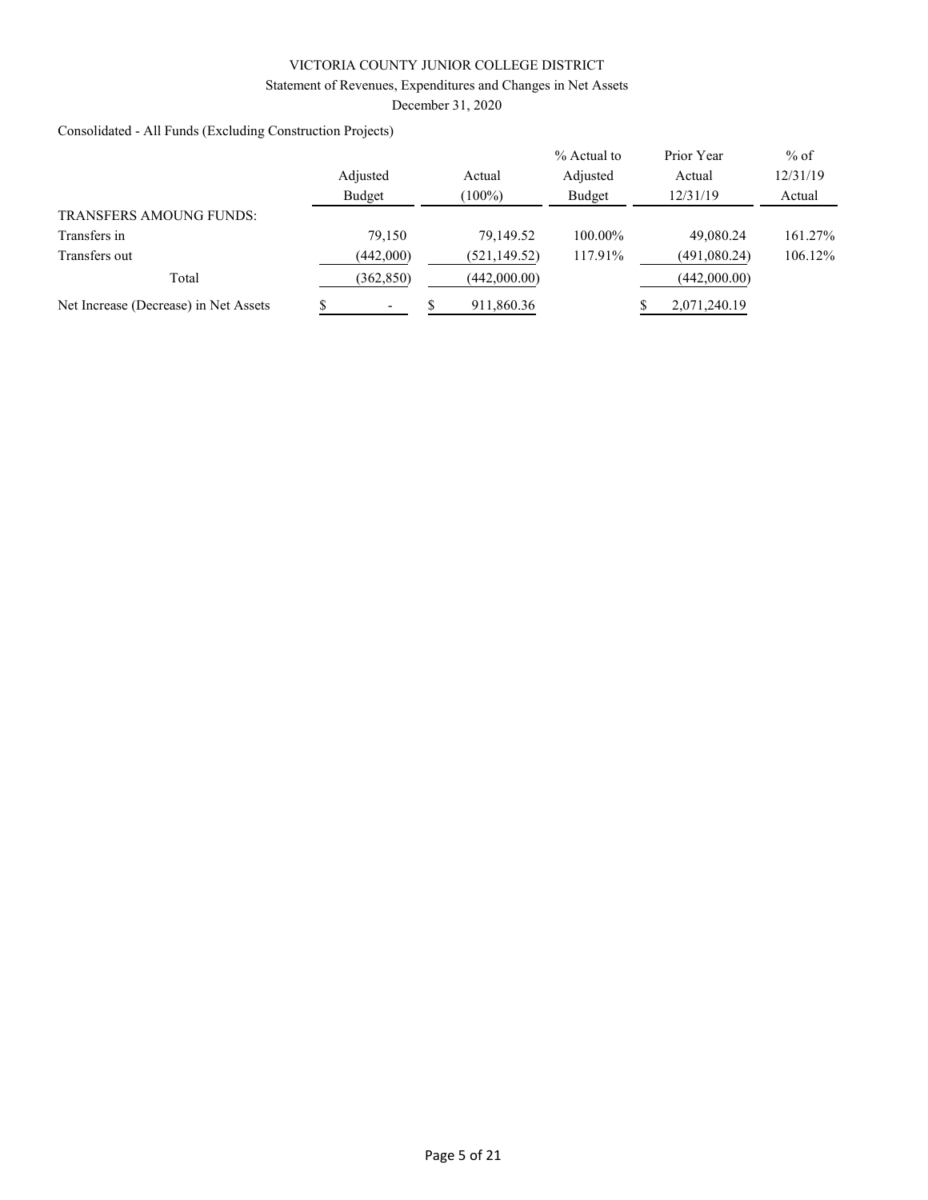VICTORIA COUNTY JUNIOR COLLEGE DISTRICT

Statement of Revenues, Expenditures and Changes in Net Assets

December 31, 2020

Consolidated - All Funds (Excluding Construction Projects)

| | Adjusted Budget | Actual (100%) | % Actual to Adjusted Budget | Prior Year Actual 12/31/19 | % of 12/31/19 Actual |
|---|---|---|---|---|---|
| TRANSFERS AMOUNG FUNDS: | | | | | |
| Transfers in | 79,150 | 79,149.52 | 100.00% | 49,080.24 | 161.27% |
| Transfers out | (442,000) | (521,149.52) | 117.91% | (491,080.24) | 106.12% |
| Total | (362,850) | (442,000.00) | | (442,000.00) | |
| Net Increase (Decrease) in Net Assets | $ - | $ 911,860.36 | | $ 2,071,240.19 | |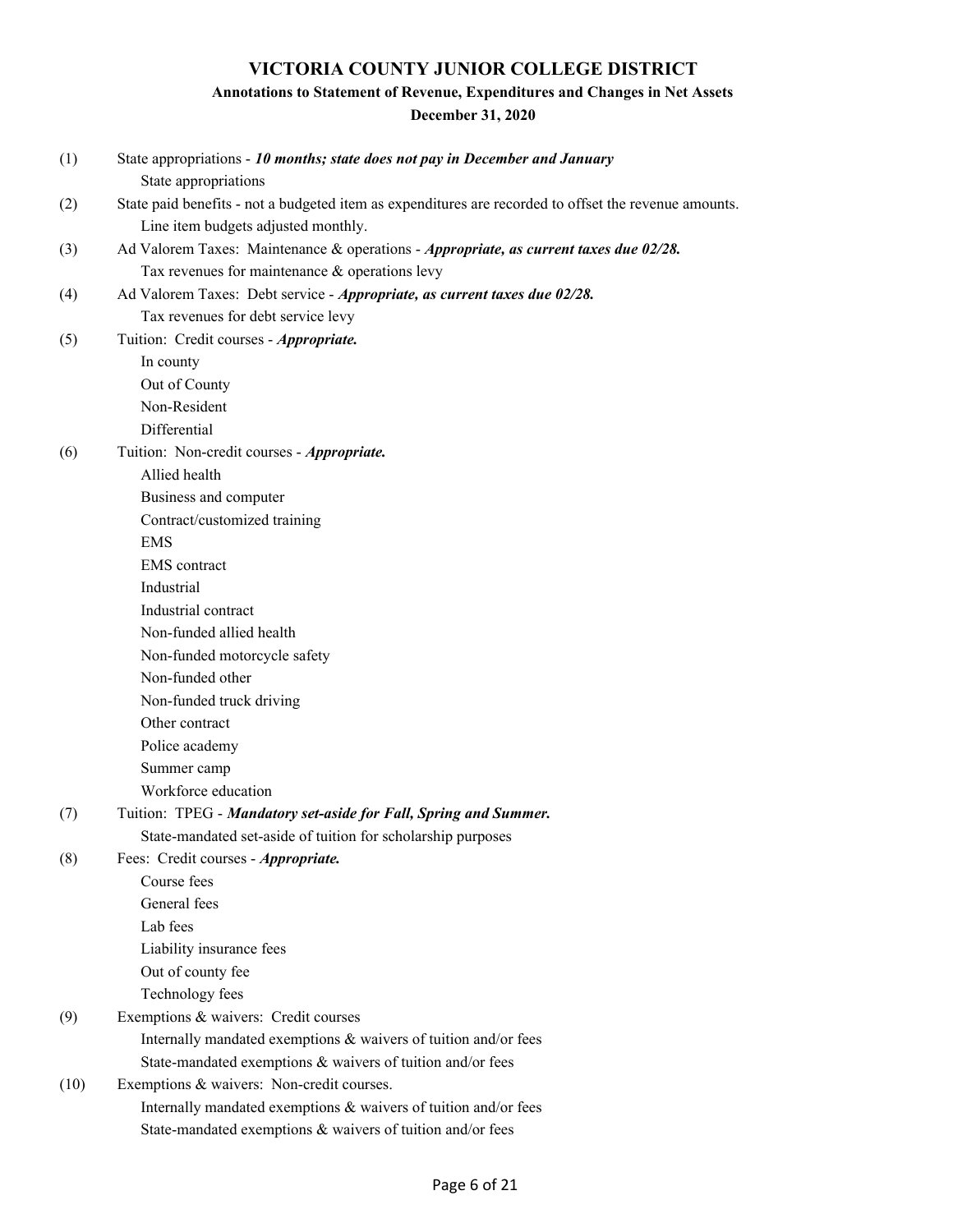# VICTORIA COUNTY JUNIOR COLLEGE DISTRICT

## Annotations to Statement of Revenue, Expenditures and Changes in Net Assets

### December 31, 2020

(1) State appropriations - ***10 months; state does not pay in December and January***
- State appropriations

(2) State paid benefits - not a budgeted item as expenditures are recorded to offset the revenue amounts.
- Line item budgets adjusted monthly.

(3) Ad Valorem Taxes: Maintenance & operations - ***Appropriate, as current taxes due 02/28.***
- Tax revenues for maintenance & operations levy

(4) Ad Valorem Taxes: Debt service - ***Appropriate, as current taxes due 02/28.***
- Tax revenues for debt service levy

(5) Tuition: Credit courses - ***Appropriate.***
- In county
- Out of County
- Non-Resident
- Differential

(6) Tuition: Non-credit courses - ***Appropriate.***
- Allied health
- Business and computer
- Contract/customized training
- EMS
- EMS contract
- Industrial
- Industrial contract
- Non-funded allied health
- Non-funded motorcycle safety
- Non-funded other
- Non-funded truck driving
- Other contract
- Police academy
- Summer camp
- Workforce education

(7) Tuition: TPEG - ***Mandatory set-aside for Fall, Spring and Summer.***
- State-mandated set-aside of tuition for scholarship purposes

(8) Fees: Credit courses - ***Appropriate.***
- Course fees
- General fees
- Lab fees
- Liability insurance fees
- Out of county fee
- Technology fees

(9) Exemptions & waivers: Credit courses
- Internally mandated exemptions & waivers of tuition and/or fees
- State-mandated exemptions & waivers of tuition and/or fees

(10) Exemptions & waivers: Non-credit courses.
- Internally mandated exemptions & waivers of tuition and/or fees
- State-mandated exemptions & waivers of tuition and/or fees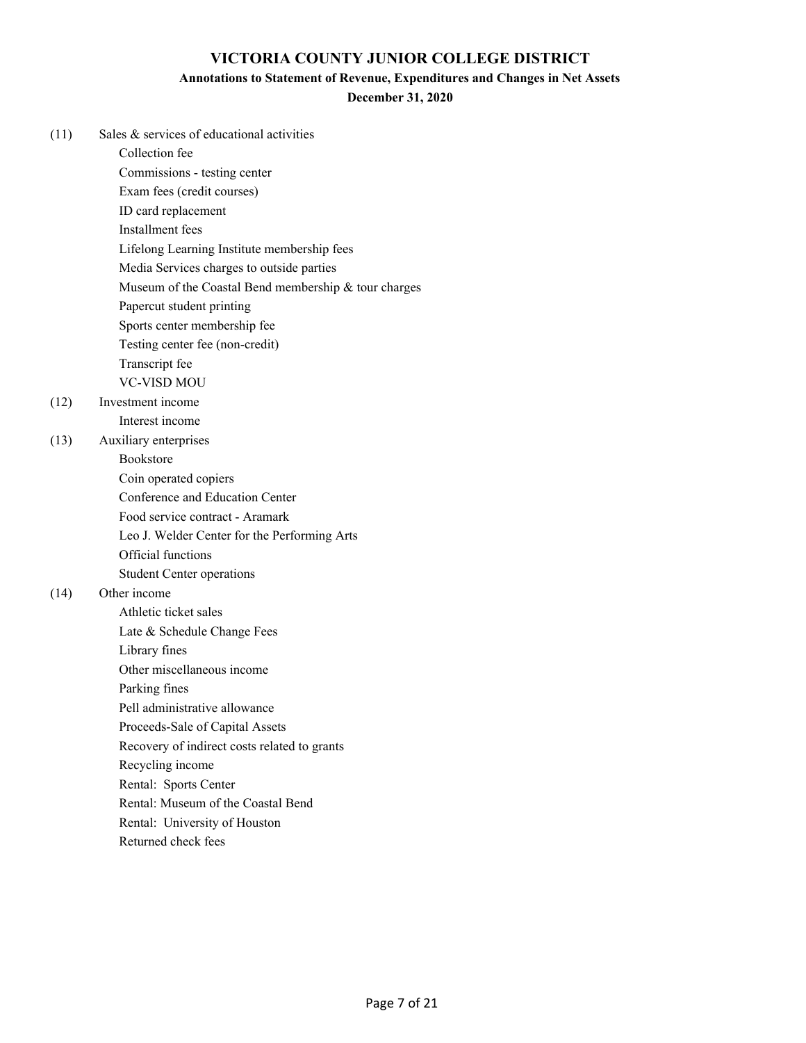# VICTORIA COUNTY JUNIOR COLLEGE DISTRICT

## Annotations to Statement of Revenue, Expenditures and Changes in Net Assets

### December 31, 2020

(11) Sales & services of educational activities
- Collection fee
- Commissions - testing center
- Exam fees (credit courses)
- ID card replacement
- Installment fees
- Lifelong Learning Institute membership fees
- Media Services charges to outside parties
- Museum of the Coastal Bend membership & tour charges
- Papercut student printing
- Sports center membership fee
- Testing center fee (non-credit)
- Transcript fee
- VC-VISD MOU

(12) Investment income
- Interest income

(13) Auxiliary enterprises
- Bookstore
- Coin operated copiers
- Conference and Education Center
- Food service contract - Aramark
- Leo J. Welder Center for the Performing Arts
- Official functions
- Student Center operations

(14) Other income
- Athletic ticket sales
- Late & Schedule Change Fees
- Library fines
- Other miscellaneous income
- Parking fines
- Pell administrative allowance
- Proceeds-Sale of Capital Assets
- Recovery of indirect costs related to grants
- Recycling income
- Rental: Sports Center
- Rental: Museum of the Coastal Bend
- Rental: University of Houston
- Returned check fees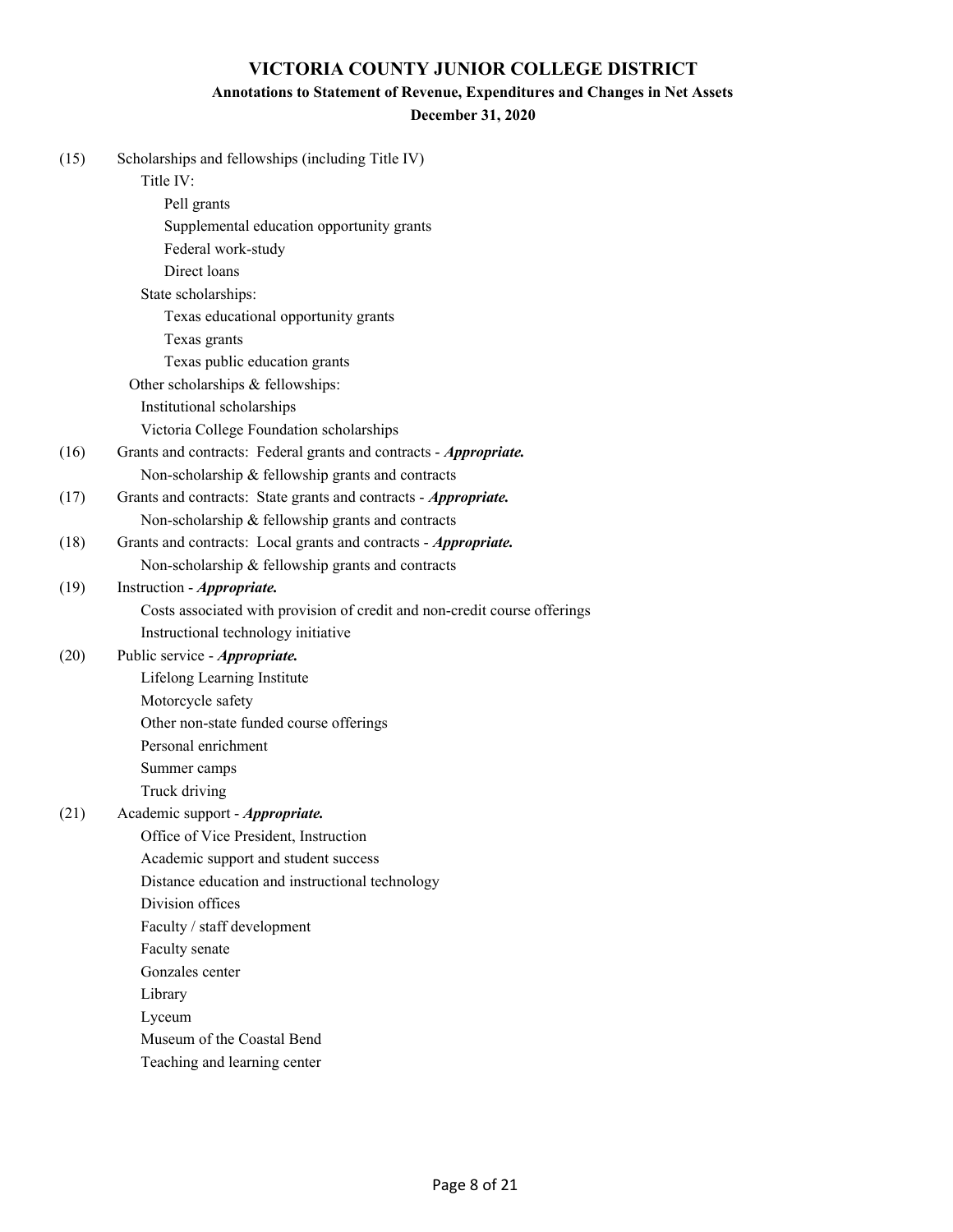# VICTORIA COUNTY JUNIOR COLLEGE DISTRICT

## Annotations to Statement of Revenue, Expenditures and Changes in Net Assets

### December 31, 2020

(15) Scholarships and fellowships (including Title IV)

- Title IV:
  - Pell grants
  - Supplemental education opportunity grants
  - Federal work-study
  - Direct loans
- State scholarships:
  - Texas educational opportunity grants
  - Texas grants
  - Texas public education grants
- Other scholarships & fellowships:
  - Institutional scholarships
  - Victoria College Foundation scholarships

(16) Grants and contracts: Federal grants and contracts - ***Appropriate.***

- Non-scholarship & fellowship grants and contracts

(17) Grants and contracts: State grants and contracts - ***Appropriate.***

- Non-scholarship & fellowship grants and contracts

(18) Grants and contracts: Local grants and contracts - ***Appropriate.***

- Non-scholarship & fellowship grants and contracts

(19) Instruction - ***Appropriate.***

- Costs associated with provision of credit and non-credit course offerings
- Instructional technology initiative

(20) Public service - ***Appropriate.***

- Lifelong Learning Institute
- Motorcycle safety
- Other non-state funded course offerings
- Personal enrichment
- Summer camps
- Truck driving

(21) Academic support - ***Appropriate.***

- Office of Vice President, Instruction
- Academic support and student success
- Distance education and instructional technology
- Division offices
- Faculty / staff development
- Faculty senate
- Gonzales center
- Library
- Lyceum
- Museum of the Coastal Bend
- Teaching and learning center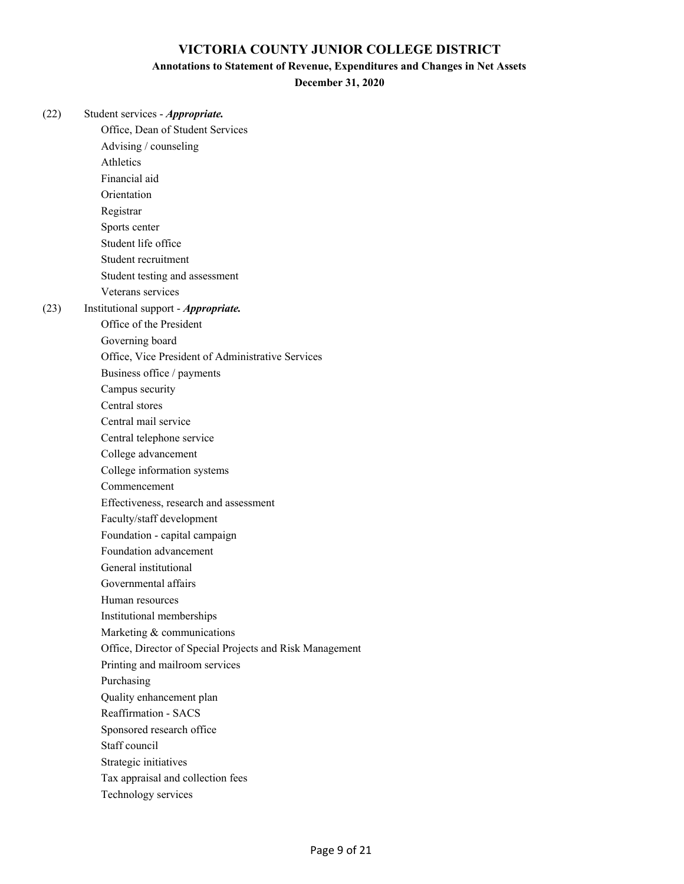# VICTORIA COUNTY JUNIOR COLLEGE DISTRICT

## Annotations to Statement of Revenue, Expenditures and Changes in Net Assets

### December 31, 2020

(22) Student services - ***Appropriate.***

- Office, Dean of Student Services
- Advising / counseling
- Athletics
- Financial aid
- Orientation
- Registrar
- Sports center
- Student life office
- Student recruitment
- Student testing and assessment
- Veterans services

(23) Institutional support - ***Appropriate.***

- Office of the President
- Governing board
- Office, Vice President of Administrative Services
- Business office / payments
- Campus security
- Central stores
- Central mail service
- Central telephone service
- College advancement
- College information systems
- Commencement
- Effectiveness, research and assessment
- Faculty/staff development
- Foundation - capital campaign
- Foundation advancement
- General institutional
- Governmental affairs
- Human resources
- Institutional memberships
- Marketing & communications
- Office, Director of Special Projects and Risk Management
- Printing and mailroom services
- Purchasing
- Quality enhancement plan
- Reaffirmation - SACS
- Sponsored research office
- Staff council
- Strategic initiatives
- Tax appraisal and collection fees
- Technology services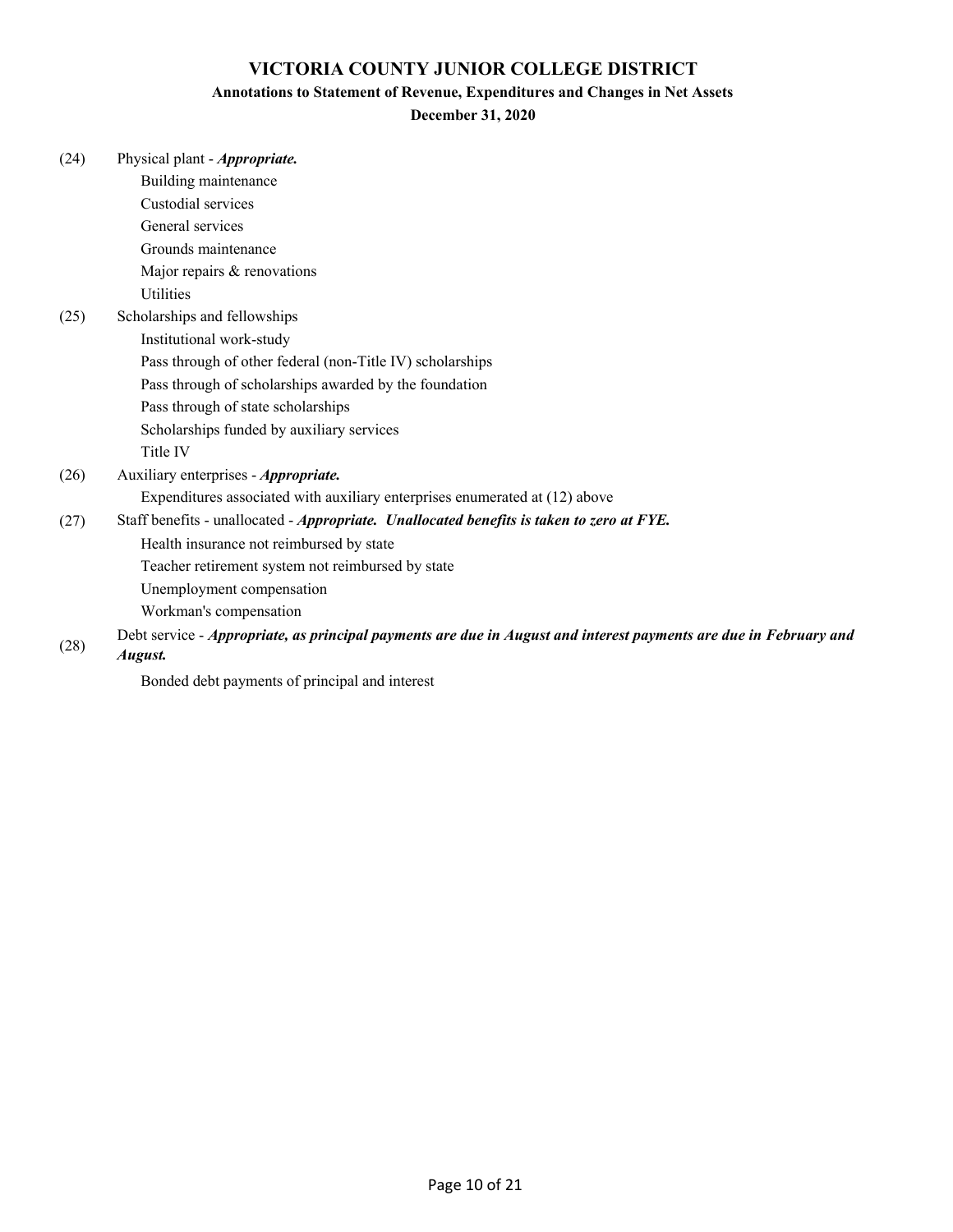# VICTORIA COUNTY JUNIOR COLLEGE DISTRICT

## Annotations to Statement of Revenue, Expenditures and Changes in Net Assets

### December 31, 2020

(24) Physical plant - ***Appropriate.***
- Building maintenance
- Custodial services
- General services
- Grounds maintenance
- Major repairs & renovations
- Utilities

(25) Scholarships and fellowships
- Institutional work-study
- Pass through of other federal (non-Title IV) scholarships
- Pass through of scholarships awarded by the foundation
- Pass through of state scholarships
- Scholarships funded by auxiliary services
- Title IV

(26) Auxiliary enterprises - ***Appropriate.***
- Expenditures associated with auxiliary enterprises enumerated at (12) above

(27) Staff benefits - unallocated - ***Appropriate. Unallocated benefits is taken to zero at FYE.***
- Health insurance not reimbursed by state
- Teacher retirement system not reimbursed by state
- Unemployment compensation
- Workman's compensation

(28) Debt service - ***Appropriate, as principal payments are due in August and interest payments are due in February and August.***
- Bonded debt payments of principal and interest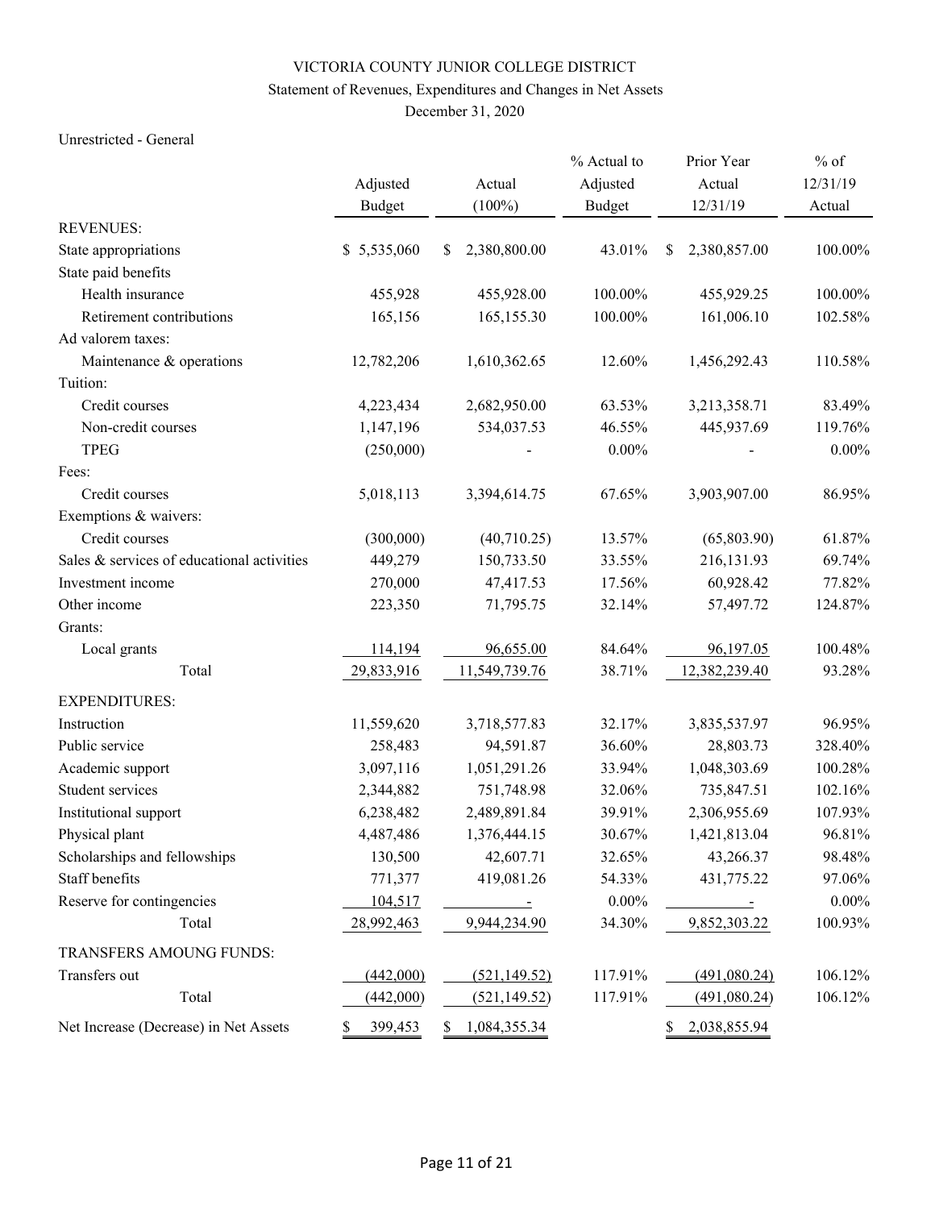VICTORIA COUNTY JUNIOR COLLEGE DISTRICT

Statement of Revenues, Expenditures and Changes in Net Assets

December 31, 2020

Unrestricted - General

| | Adjusted Budget | Actual (100%) | % Actual to Adjusted Budget | Prior Year Actual 12/31/19 | % of 12/31/19 Actual |
|---|---|---|---|---|---|
| REVENUES: | | | | | |
| State appropriations | $ 5,535,060 | $ 2,380,800.00 | 43.01% | $ 2,380,857.00 | 100.00% |
| State paid benefits | | | | | |
| Health insurance | 455,928 | 455,928.00 | 100.00% | 455,929.25 | 100.00% |
| Retirement contributions | 165,156 | 165,155.30 | 100.00% | 161,006.10 | 102.58% |
| Ad valorem taxes: | | | | | |
| Maintenance & operations | 12,782,206 | 1,610,362.65 | 12.60% | 1,456,292.43 | 110.58% |
| Tuition: | | | | | |
| Credit courses | 4,223,434 | 2,682,950.00 | 63.53% | 3,213,358.71 | 83.49% |
| Non-credit courses | 1,147,196 | 534,037.53 | 46.55% | 445,937.69 | 119.76% |
| TPEG | (250,000) | - | 0.00% | - | 0.00% |
| Fees: | | | | | |
| Credit courses | 5,018,113 | 3,394,614.75 | 67.65% | 3,903,907.00 | 86.95% |
| Exemptions & waivers: | | | | | |
| Credit courses | (300,000) | (40,710.25) | 13.57% | (65,803.90) | 61.87% |
| Sales & services of educational activities | 449,279 | 150,733.50 | 33.55% | 216,131.93 | 69.74% |
| Investment income | 270,000 | 47,417.53 | 17.56% | 60,928.42 | 77.82% |
| Other income | 223,350 | 71,795.75 | 32.14% | 57,497.72 | 124.87% |
| Grants: | | | | | |
| Local grants | 114,194 | 96,655.00 | 84.64% | 96,197.05 | 100.48% |
| Total | 29,833,916 | 11,549,739.76 | 38.71% | 12,382,239.40 | 93.28% |
| EXPENDITURES: | | | | | |
| Instruction | 11,559,620 | 3,718,577.83 | 32.17% | 3,835,537.97 | 96.95% |
| Public service | 258,483 | 94,591.87 | 36.60% | 28,803.73 | 328.40% |
| Academic support | 3,097,116 | 1,051,291.26 | 33.94% | 1,048,303.69 | 100.28% |
| Student services | 2,344,882 | 751,748.98 | 32.06% | 735,847.51 | 102.16% |
| Institutional support | 6,238,482 | 2,489,891.84 | 39.91% | 2,306,955.69 | 107.93% |
| Physical plant | 4,487,486 | 1,376,444.15 | 30.67% | 1,421,813.04 | 96.81% |
| Scholarships and fellowships | 130,500 | 42,607.71 | 32.65% | 43,266.37 | 98.48% |
| Staff benefits | 771,377 | 419,081.26 | 54.33% | 431,775.22 | 97.06% |
| Reserve for contingencies | 104,517 | - | 0.00% | - | 0.00% |
| Total | 28,992,463 | 9,944,234.90 | 34.30% | 9,852,303.22 | 100.93% |
| TRANSFERS AMOUNG FUNDS: | | | | | |
| Transfers out | (442,000) | (521,149.52) | 117.91% | (491,080.24) | 106.12% |
| Total | (442,000) | (521,149.52) | 117.91% | (491,080.24) | 106.12% |
| Net Increase (Decrease) in Net Assets | $ 399,453 | $ 1,084,355.34 | | $ 2,038,855.94 | |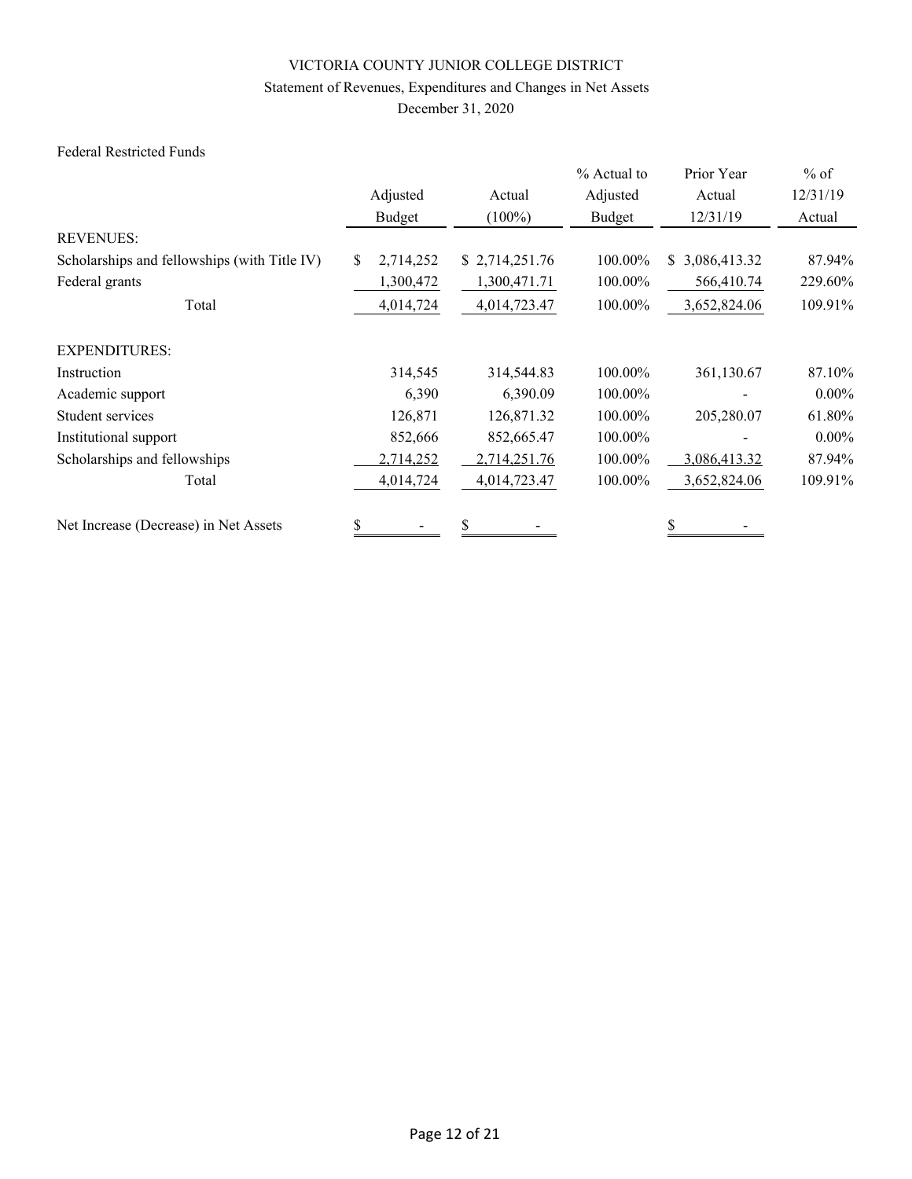VICTORIA COUNTY JUNIOR COLLEGE DISTRICT

Statement of Revenues, Expenditures and Changes in Net Assets

December 31, 2020

Federal Restricted Funds

| | Adjusted Budget | Actual (100%) | % Actual to Adjusted Budget | Prior Year Actual 12/31/19 | % of 12/31/19 Actual |
|---|---|---|---|---|---|
| REVENUES: | | | | | |
| Scholarships and fellowships (with Title IV) | $ 2,714,252 | $ 2,714,251.76 | 100.00% | $ 3,086,413.32 | 87.94% |
| Federal grants | 1,300,472 | 1,300,471.71 | 100.00% | 566,410.74 | 229.60% |
| Total | 4,014,724 | 4,014,723.47 | 100.00% | 3,652,824.06 | 109.91% |
| EXPENDITURES: | | | | | |
| Instruction | 314,545 | 314,544.83 | 100.00% | 361,130.67 | 87.10% |
| Academic support | 6,390 | 6,390.09 | 100.00% | - | 0.00% |
| Student services | 126,871 | 126,871.32 | 100.00% | 205,280.07 | 61.80% |
| Institutional support | 852,666 | 852,665.47 | 100.00% | - | 0.00% |
| Scholarships and fellowships | 2,714,252 | 2,714,251.76 | 100.00% | 3,086,413.32 | 87.94% |
| Total | 4,014,724 | 4,014,723.47 | 100.00% | 3,652,824.06 | 109.91% |
| Net Increase (Decrease) in Net Assets | $ - | $ - | | $ - | |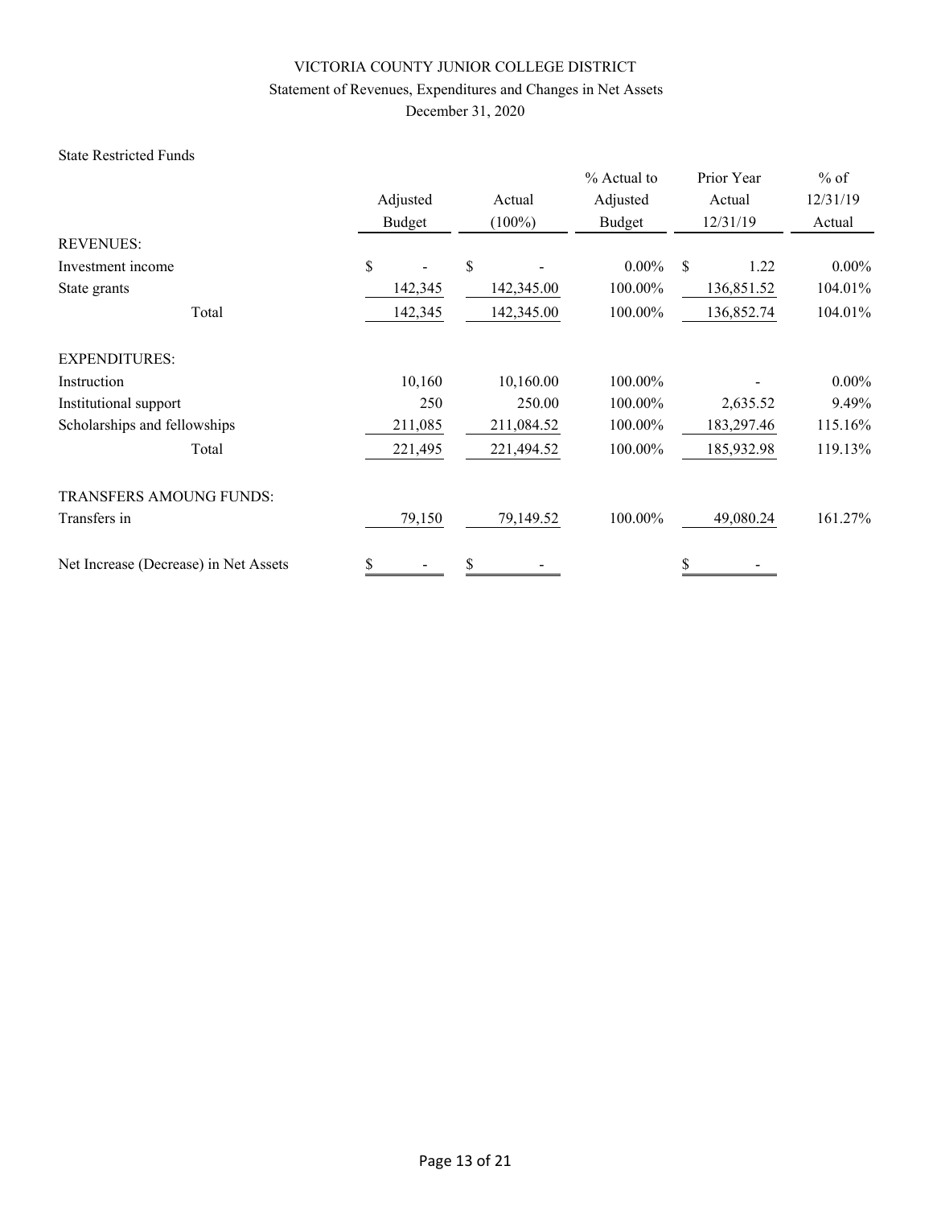# VICTORIA COUNTY JUNIOR COLLEGE DISTRICT

## Statement of Revenues, Expenditures and Changes in Net Assets

## December 31, 2020

State Restricted Funds

| | Adjusted Budget | Actual (100%) | % Actual to Adjusted Budget | Prior Year Actual 12/31/19 | % of 12/31/19 Actual |
|---|---|---|---|---|---|
| REVENUES: | | | | | |
| Investment income | $ - | $ - | 0.00% | $ 1.22 | 0.00% |
| State grants | 142,345 | 142,345.00 | 100.00% | 136,851.52 | 104.01% |
| Total | 142,345 | 142,345.00 | 100.00% | 136,852.74 | 104.01% |
| EXPENDITURES: | | | | | |
| Instruction | 10,160 | 10,160.00 | 100.00% | - | 0.00% |
| Institutional support | 250 | 250.00 | 100.00% | 2,635.52 | 9.49% |
| Scholarships and fellowships | 211,085 | 211,084.52 | 100.00% | 183,297.46 | 115.16% |
| Total | 221,495 | 221,494.52 | 100.00% | 185,932.98 | 119.13% |
| TRANSFERS AMOUNG FUNDS: | | | | | |
| Transfers in | 79,150 | 79,149.52 | 100.00% | 49,080.24 | 161.27% |
| Net Increase (Decrease) in Net Assets | $ - | $ - | | $ - | |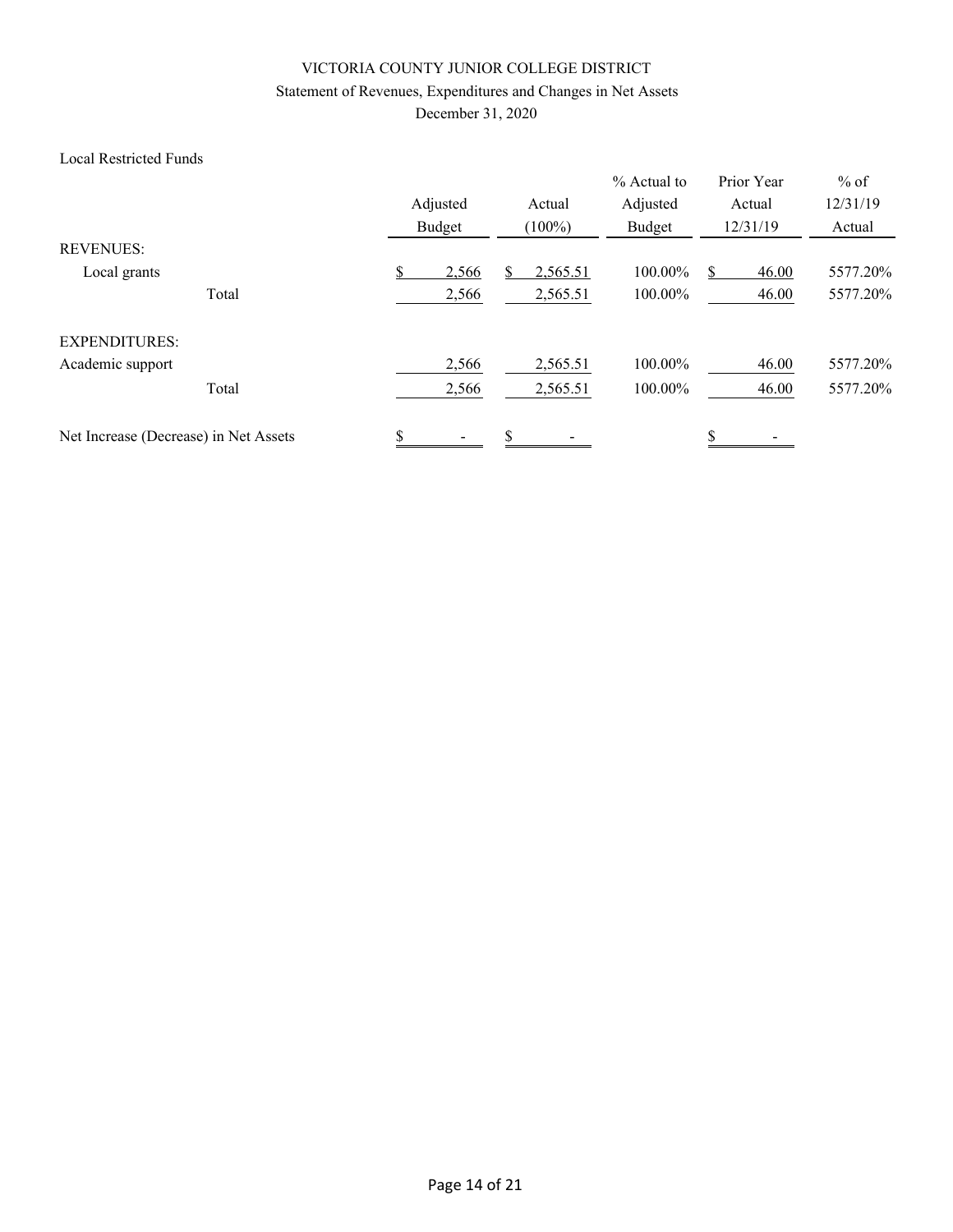VICTORIA COUNTY JUNIOR COLLEGE DISTRICT

Statement of Revenues, Expenditures and Changes in Net Assets

December 31, 2020

Local Restricted Funds

| | Adjusted Budget | Actual (100%) | % Actual to Adjusted Budget | Prior Year Actual 12/31/19 | % of 12/31/19 Actual |
|---|---|---|---|---|---|
| REVENUES: | | | | | |
| Local grants | $ 2,566 | $ 2,565.51 | 100.00% | $ 46.00 | 5577.20% |
| Total | 2,566 | 2,565.51 | 100.00% | 46.00 | 5577.20% |
| EXPENDITURES: | | | | | |
| Academic support | 2,566 | 2,565.51 | 100.00% | 46.00 | 5577.20% |
| Total | 2,566 | 2,565.51 | 100.00% | 46.00 | 5577.20% |
| Net Increase (Decrease) in Net Assets | $ - | $ - | | $ - | |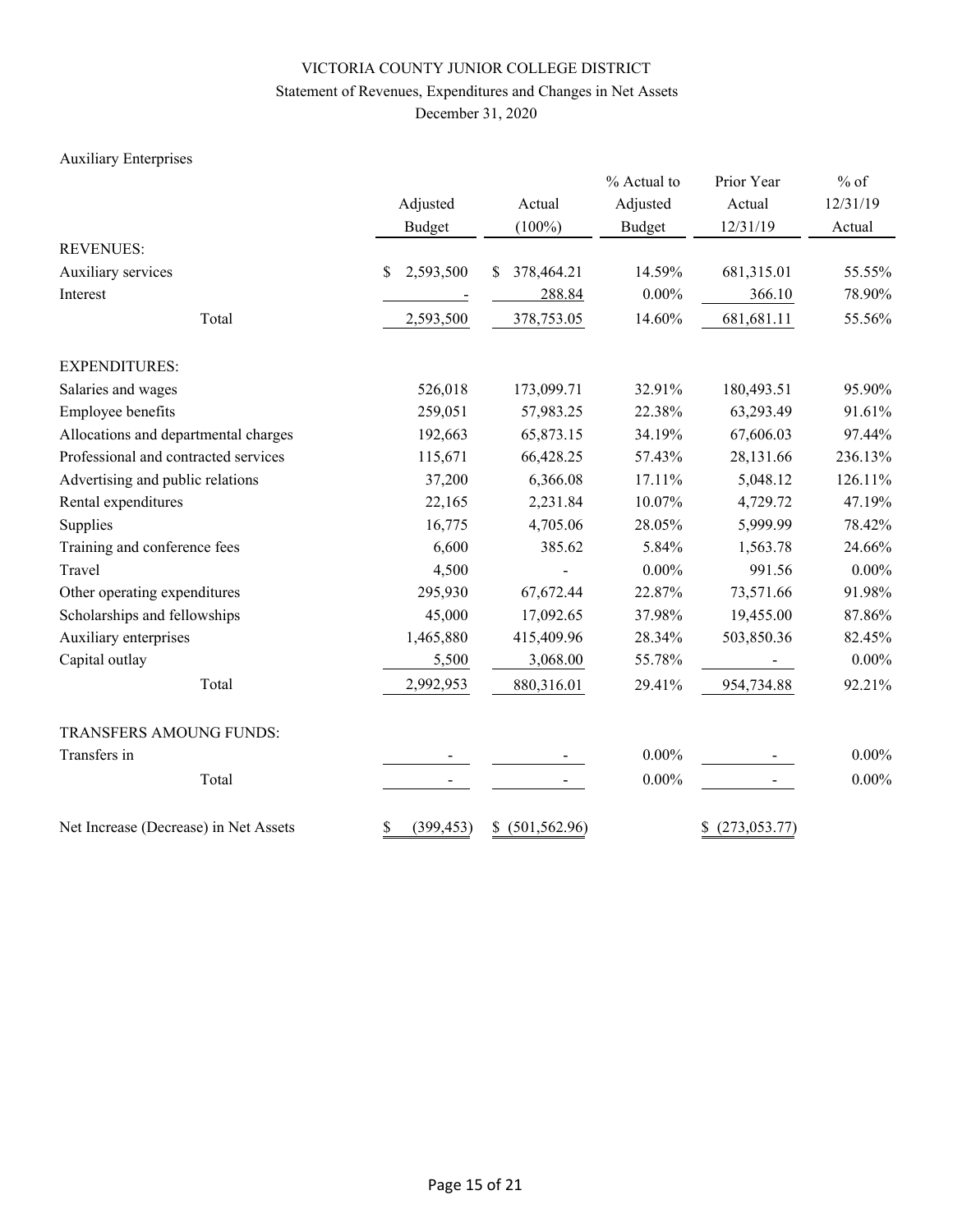VICTORIA COUNTY JUNIOR COLLEGE DISTRICT

Statement of Revenues, Expenditures and Changes in Net Assets

December 31, 2020

Auxiliary Enterprises

| | Adjusted Budget | Actual (100%) | % Actual to Adjusted Budget | Prior Year Actual 12/31/19 | % of 12/31/19 Actual |
|---|---|---|---|---|---|
| REVENUES: | | | | | |
| Auxiliary services | $ 2,593,500 | $ 378,464.21 | 14.59% | 681,315.01 | 55.55% |
| Interest | - | 288.84 | 0.00% | 366.10 | 78.90% |
| Total | 2,593,500 | 378,753.05 | 14.60% | 681,681.11 | 55.56% |
| EXPENDITURES: | | | | | |
| Salaries and wages | 526,018 | 173,099.71 | 32.91% | 180,493.51 | 95.90% |
| Employee benefits | 259,051 | 57,983.25 | 22.38% | 63,293.49 | 91.61% |
| Allocations and departmental charges | 192,663 | 65,873.15 | 34.19% | 67,606.03 | 97.44% |
| Professional and contracted services | 115,671 | 66,428.25 | 57.43% | 28,131.66 | 236.13% |
| Advertising and public relations | 37,200 | 6,366.08 | 17.11% | 5,048.12 | 126.11% |
| Rental expenditures | 22,165 | 2,231.84 | 10.07% | 4,729.72 | 47.19% |
| Supplies | 16,775 | 4,705.06 | 28.05% | 5,999.99 | 78.42% |
| Training and conference fees | 6,600 | 385.62 | 5.84% | 1,563.78 | 24.66% |
| Travel | 4,500 | - | 0.00% | 991.56 | 0.00% |
| Other operating expenditures | 295,930 | 67,672.44 | 22.87% | 73,571.66 | 91.98% |
| Scholarships and fellowships | 45,000 | 17,092.65 | 37.98% | 19,455.00 | 87.86% |
| Auxiliary enterprises | 1,465,880 | 415,409.96 | 28.34% | 503,850.36 | 82.45% |
| Capital outlay | 5,500 | 3,068.00 | 55.78% | - | 0.00% |
| Total | 2,992,953 | 880,316.01 | 29.41% | 954,734.88 | 92.21% |
| TRANSFERS AMOUNG FUNDS: | | | | | |
| Transfers in | - | - | 0.00% | - | 0.00% |
| Total | - | - | 0.00% | - | 0.00% |
| Net Increase (Decrease) in Net Assets | $ (399,453) | $ (501,562.96) | | $ (273,053.77) | |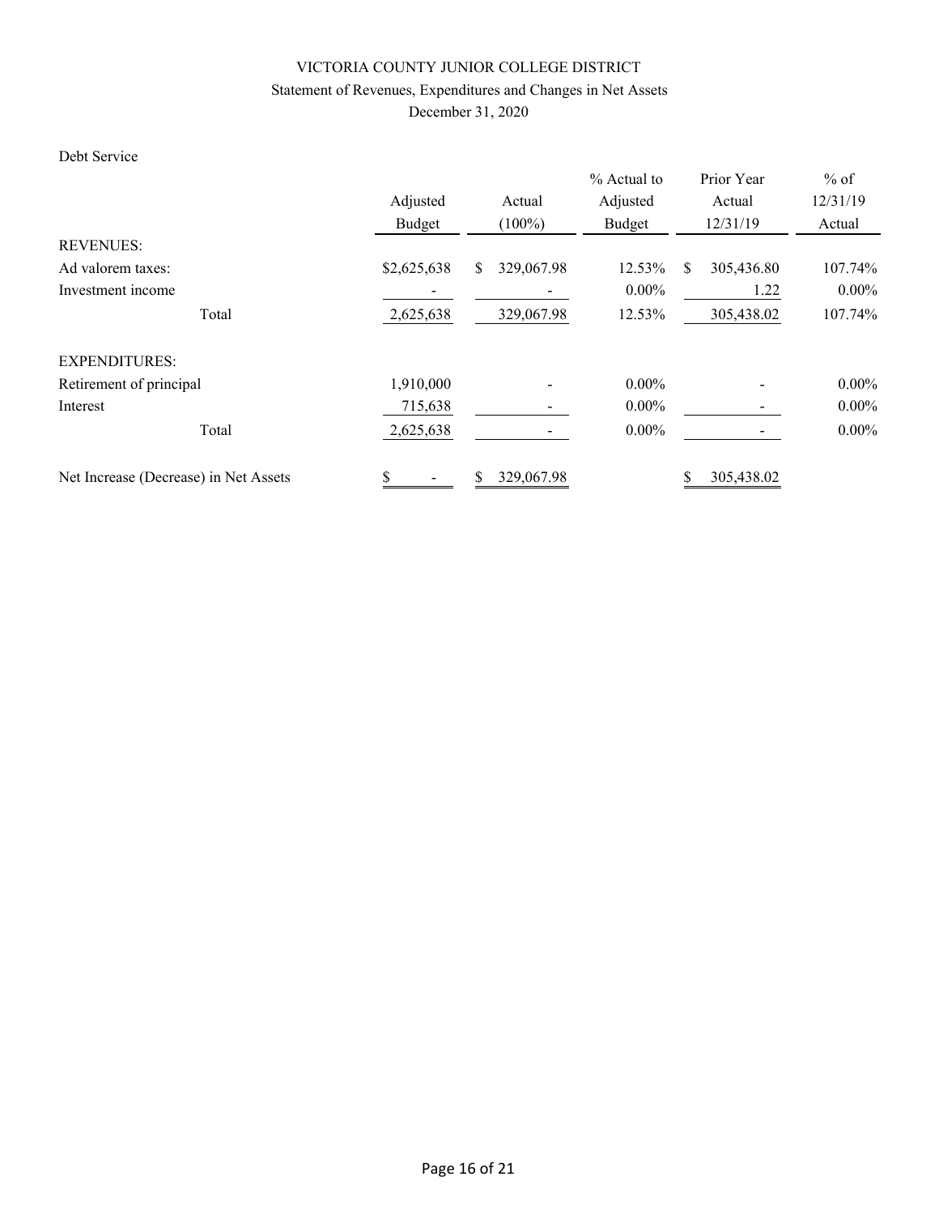# VICTORIA COUNTY JUNIOR COLLEGE DISTRICT

## Statement of Revenues, Expenditures and Changes in Net Assets

December 31, 2020

Debt Service

| | Adjusted Budget | Actual (100%) | % Actual to Adjusted Budget | Prior Year Actual 12/31/19 | % of 12/31/19 Actual |
|---|---|---|---|---|---|
| REVENUES: | | | | | |
| Ad valorem taxes: | $2,625,638 | $ 329,067.98 | 12.53% | $ 305,436.80 | 107.74% |
| Investment income | - | - | 0.00% | 1.22 | 0.00% |
| Total | 2,625,638 | 329,067.98 | 12.53% | 305,438.02 | 107.74% |
| EXPENDITURES: | | | | | |
| Retirement of principal | 1,910,000 | - | 0.00% | - | 0.00% |
| Interest | 715,638 | - | 0.00% | - | 0.00% |
| Total | 2,625,638 | - | 0.00% | - | 0.00% |
| Net Increase (Decrease) in Net Assets | $ - | $ 329,067.98 | | $ 305,438.02 | |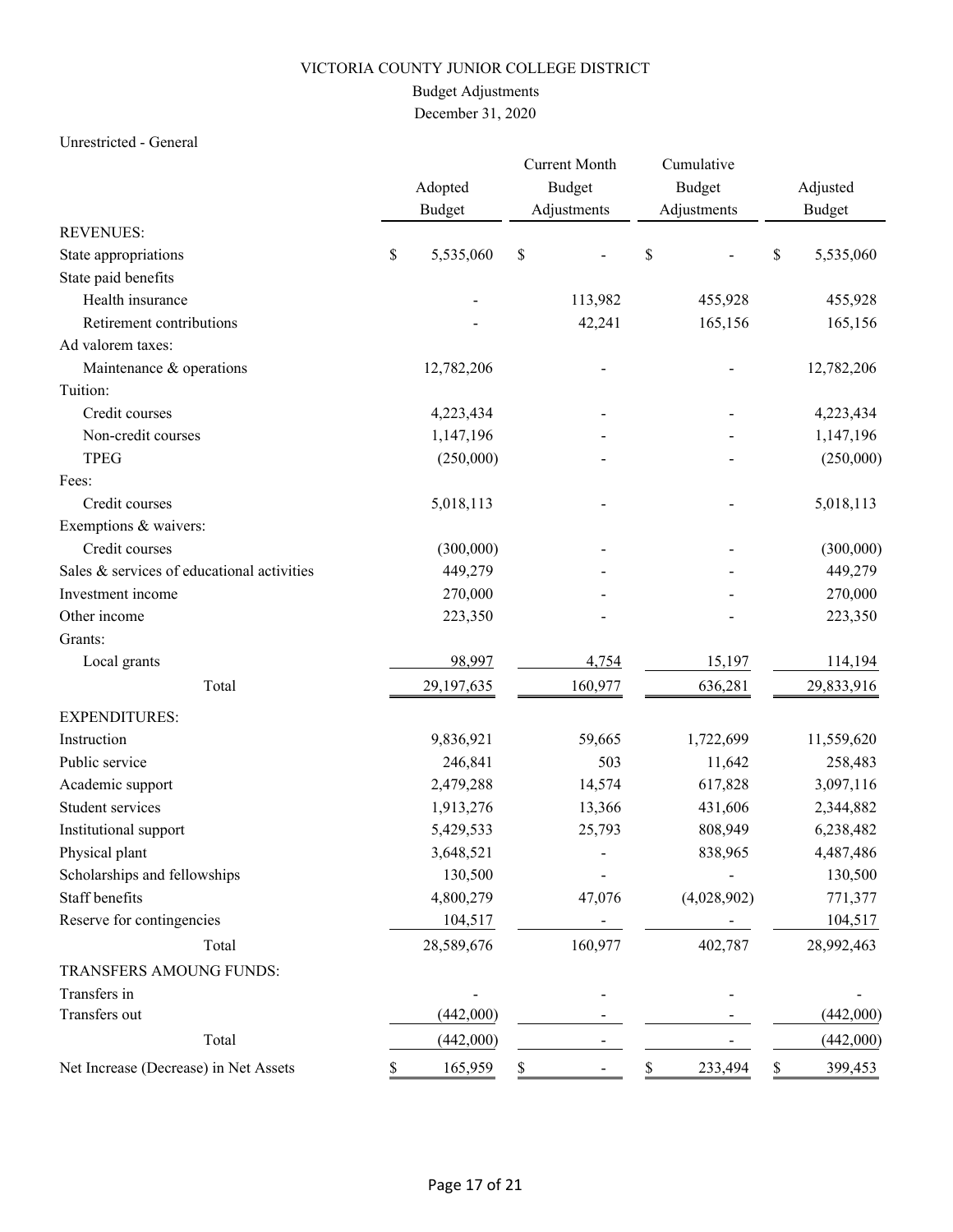# VICTORIA COUNTY JUNIOR COLLEGE DISTRICT

## Budget Adjustments

December 31, 2020

Unrestricted - General

| | Adopted Budget | Current Month Budget Adjustments | Cumulative Budget Adjustments | Adjusted Budget |
|---|---|---|---|---|
| **REVENUES:** | | | | |
| State appropriations | $ 5,535,060 | $ - | $ - | $ 5,535,060 |
| State paid benefits | | | | |
| Health insurance | - | 113,982 | 455,928 | 455,928 |
| Retirement contributions | - | 42,241 | 165,156 | 165,156 |
| Ad valorem taxes: | | | | |
| Maintenance & operations | 12,782,206 | - | - | 12,782,206 |
| Tuition: | | | | |
| Credit courses | 4,223,434 | - | - | 4,223,434 |
| Non-credit courses | 1,147,196 | - | - | 1,147,196 |
| TPEG | (250,000) | - | - | (250,000) |
| Fees: | | | | |
| Credit courses | 5,018,113 | - | - | 5,018,113 |
| Exemptions & waivers: | | | | |
| Credit courses | (300,000) | - | - | (300,000) |
| Sales & services of educational activities | 449,279 | - | - | 449,279 |
| Investment income | 270,000 | - | - | 270,000 |
| Other income | 223,350 | - | - | 223,350 |
| Grants: | | | | |
| Local grants | 98,997 | 4,754 | 15,197 | 114,194 |
| Total | 29,197,635 | 160,977 | 636,281 | 29,833,916 |
| **EXPENDITURES:** | | | | |
| Instruction | 9,836,921 | 59,665 | 1,722,699 | 11,559,620 |
| Public service | 246,841 | 503 | 11,642 | 258,483 |
| Academic support | 2,479,288 | 14,574 | 617,828 | 3,097,116 |
| Student services | 1,913,276 | 13,366 | 431,606 | 2,344,882 |
| Institutional support | 5,429,533 | 25,793 | 808,949 | 6,238,482 |
| Physical plant | 3,648,521 | - | 838,965 | 4,487,486 |
| Scholarships and fellowships | 130,500 | - | - | 130,500 |
| Staff benefits | 4,800,279 | 47,076 | (4,028,902) | 771,377 |
| Reserve for contingencies | 104,517 | - | - | 104,517 |
| Total | 28,589,676 | 160,977 | 402,787 | 28,992,463 |
| **TRANSFERS AMOUNG FUNDS:** | | | | |
| Transfers in | - | - | - | - |
| Transfers out | (442,000) | - | - | (442,000) |
| Total | (442,000) | - | - | (442,000) |
| Net Increase (Decrease) in Net Assets | $ 165,959 | $ - | $ 233,494 | $ 399,453 |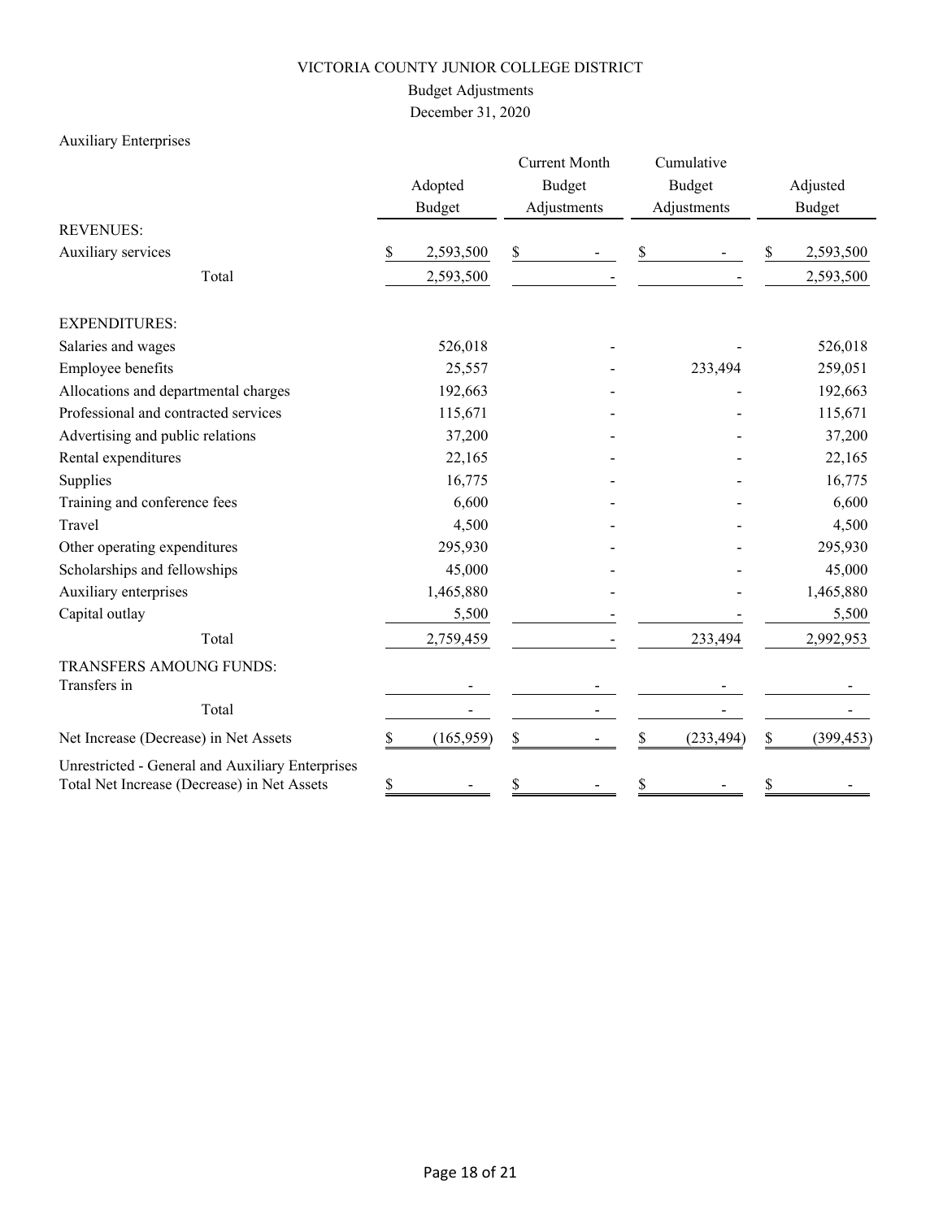# VICTORIA COUNTY JUNIOR COLLEGE DISTRICT

## Budget Adjustments

December 31, 2020

Auxiliary Enterprises

| | Adopted Budget | Current Month Budget Adjustments | Cumulative Budget Adjustments | Adjusted Budget |
|---|---|---|---|---|
| REVENUES: | | | | |
| Auxiliary services | $ 2,593,500 | $ - | $ - | $ 2,593,500 |
| Total | 2,593,500 | - | - | 2,593,500 |
| EXPENDITURES: | | | | |
| Salaries and wages | 526,018 | - | - | 526,018 |
| Employee benefits | 25,557 | - | 233,494 | 259,051 |
| Allocations and departmental charges | 192,663 | - | - | 192,663 |
| Professional and contracted services | 115,671 | - | - | 115,671 |
| Advertising and public relations | 37,200 | - | - | 37,200 |
| Rental expenditures | 22,165 | - | - | 22,165 |
| Supplies | 16,775 | - | - | 16,775 |
| Training and conference fees | 6,600 | - | - | 6,600 |
| Travel | 4,500 | - | - | 4,500 |
| Other operating expenditures | 295,930 | - | - | 295,930 |
| Scholarships and fellowships | 45,000 | - | - | 45,000 |
| Auxiliary enterprises | 1,465,880 | - | - | 1,465,880 |
| Capital outlay | 5,500 | - | - | 5,500 |
| Total | 2,759,459 | - | 233,494 | 2,992,953 |
| TRANSFERS AMOUNG FUNDS: | | | | |
| Transfers in | - | - | - | - |
| Total | - | - | - | - |
| Net Increase (Decrease) in Net Assets | $ (165,959) | $ - | $ (233,494) | $ (399,453) |
| Unrestricted - General and Auxiliary Enterprises Total Net Increase (Decrease) in Net Assets | $ - | $ - | $ - | $ - |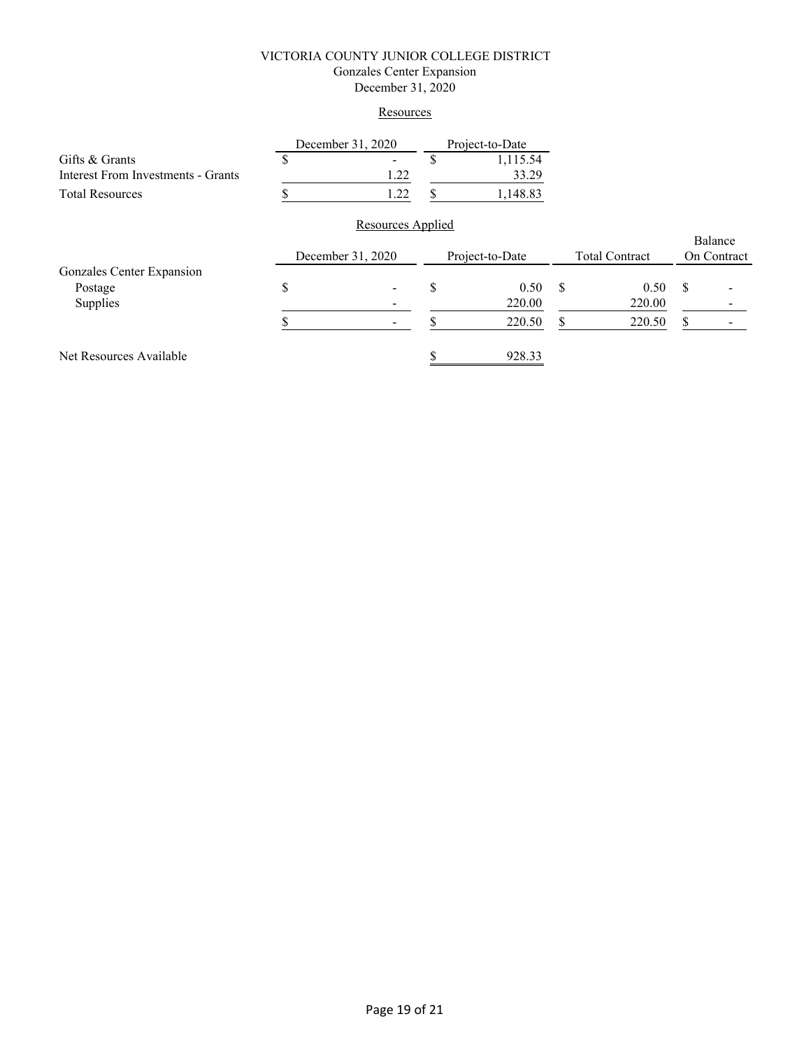# VICTORIA COUNTY JUNIOR COLLEGE DISTRICT

## Gonzales Center Expansion

### December 31, 2020

#### Resources

| | December 31, 2020 | Project-to-Date |
|---|---|---|
| Gifts & Grants | $ - | $ 1,115.54 |
| Interest From Investments - Grants | 1.22 | 33.29 |
| Total Resources | $ 1.22 | $ 1,148.83 |

#### Resources Applied

| | December 31, 2020 | Project-to-Date | Total Contract | Balance On Contract |
|---|---|---|---|---|
| Gonzales Center Expansion | | | | |
| Postage | $ - | $ 0.50 | $ 0.50 | $ - |
| Supplies | - | 220.00 | 220.00 | - |
| | $ - | $ 220.50 | $ 220.50 | $ - |
| Net Resources Available | | $ 928.33 | | |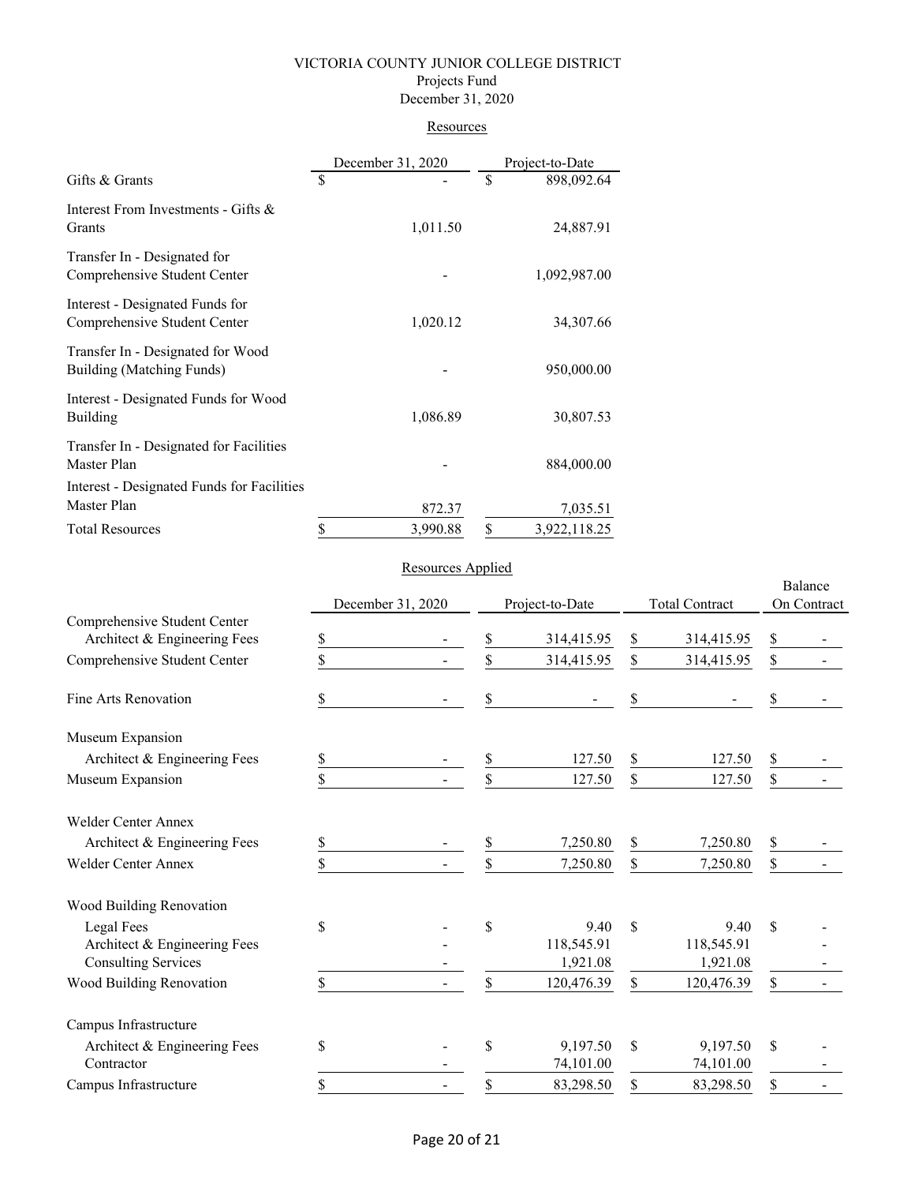# VICTORIA COUNTY JUNIOR COLLEGE DISTRICT

## Projects Fund

## December 31, 2020

### Resources

| | December 31, 2020 | Project-to-Date |
|---|---|---|
| Gifts & Grants | $ - | $ 898,092.64 |
| Interest From Investments - Gifts & Grants | 1,011.50 | 24,887.91 |
| Transfer In - Designated for Comprehensive Student Center | - | 1,092,987.00 |
| Interest - Designated Funds for Comprehensive Student Center | 1,020.12 | 34,307.66 |
| Transfer In - Designated for Wood Building (Matching Funds) | - | 950,000.00 |
| Interest - Designated Funds for Wood Building | 1,086.89 | 30,807.53 |
| Transfer In - Designated for Facilities Master Plan | - | 884,000.00 |
| Interest - Designated Funds for Facilities Master Plan | 872.37 | 7,035.51 |
| Total Resources | $ 3,990.88 | $ 3,922,118.25 |

### Resources Applied

| | December 31, 2020 | Project-to-Date | Total Contract | Balance On Contract |
|---|---|---|---|---|
| Comprehensive Student Center | | | | |
| Architect & Engineering Fees | $ - | $ 314,415.95 | $ 314,415.95 | $ - |
| Comprehensive Student Center | $ - | $ 314,415.95 | $ 314,415.95 | $ - |
| Fine Arts Renovation | $ - | $ - | $ - | $ - |
| Museum Expansion | | | | |
| Architect & Engineering Fees | $ - | $ 127.50 | $ 127.50 | $ - |
| Museum Expansion | $ - | $ 127.50 | $ 127.50 | $ - |
| Welder Center Annex | | | | |
| Architect & Engineering Fees | $ - | $ 7,250.80 | $ 7,250.80 | $ - |
| Welder Center Annex | $ - | $ 7,250.80 | $ 7,250.80 | $ - |
| Wood Building Renovation | | | | |
| Legal Fees | $ - | $ 9.40 | $ 9.40 | $ - |
| Architect & Engineering Fees | - | 118,545.91 | 118,545.91 | - |
| Consulting Services | - | 1,921.08 | 1,921.08 | - |
| Wood Building Renovation | $ - | $ 120,476.39 | $ 120,476.39 | $ - |
| Campus Infrastructure | | | | |
| Architect & Engineering Fees | $ - | $ 9,197.50 | $ 9,197.50 | $ - |
| Contractor | - | 74,101.00 | 74,101.00 | - |
| Campus Infrastructure | $ - | $ 83,298.50 | $ 83,298.50 | $ - |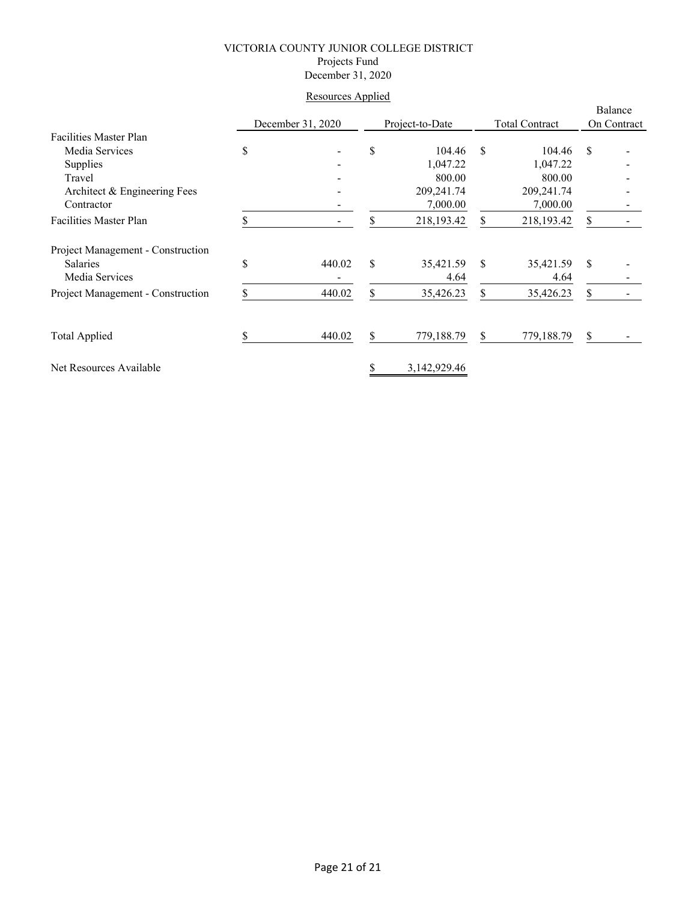VICTORIA COUNTY JUNIOR COLLEGE DISTRICT
Projects Fund
December 31, 2020

Resources Applied

| | December 31, 2020 | Project-to-Date | Total Contract | Balance On Contract |
|---|---|---|---|---|
| Facilities Master Plan | | | | |
| Media Services | $ - | $ 104.46 | $ 104.46 | $ - |
| Supplies | - | 1,047.22 | 1,047.22 | - |
| Travel | - | 800.00 | 800.00 | - |
| Architect & Engineering Fees | - | 209,241.74 | 209,241.74 | - |
| Contractor | - | 7,000.00 | 7,000.00 | - |
| Facilities Master Plan | $ - | $ 218,193.42 | $ 218,193.42 | $ - |
| Project Management - Construction | | | | |
| Salaries | $ 440.02 | $ 35,421.59 | $ 35,421.59 | $ - |
| Media Services | - | 4.64 | 4.64 | - |
| Project Management - Construction | $ 440.02 | $ 35,426.23 | $ 35,426.23 | $ - |
| Total Applied | $ 440.02 | $ 779,188.79 | $ 779,188.79 | $ - |
| Net Resources Available | | $ 3,142,929.46 | | |